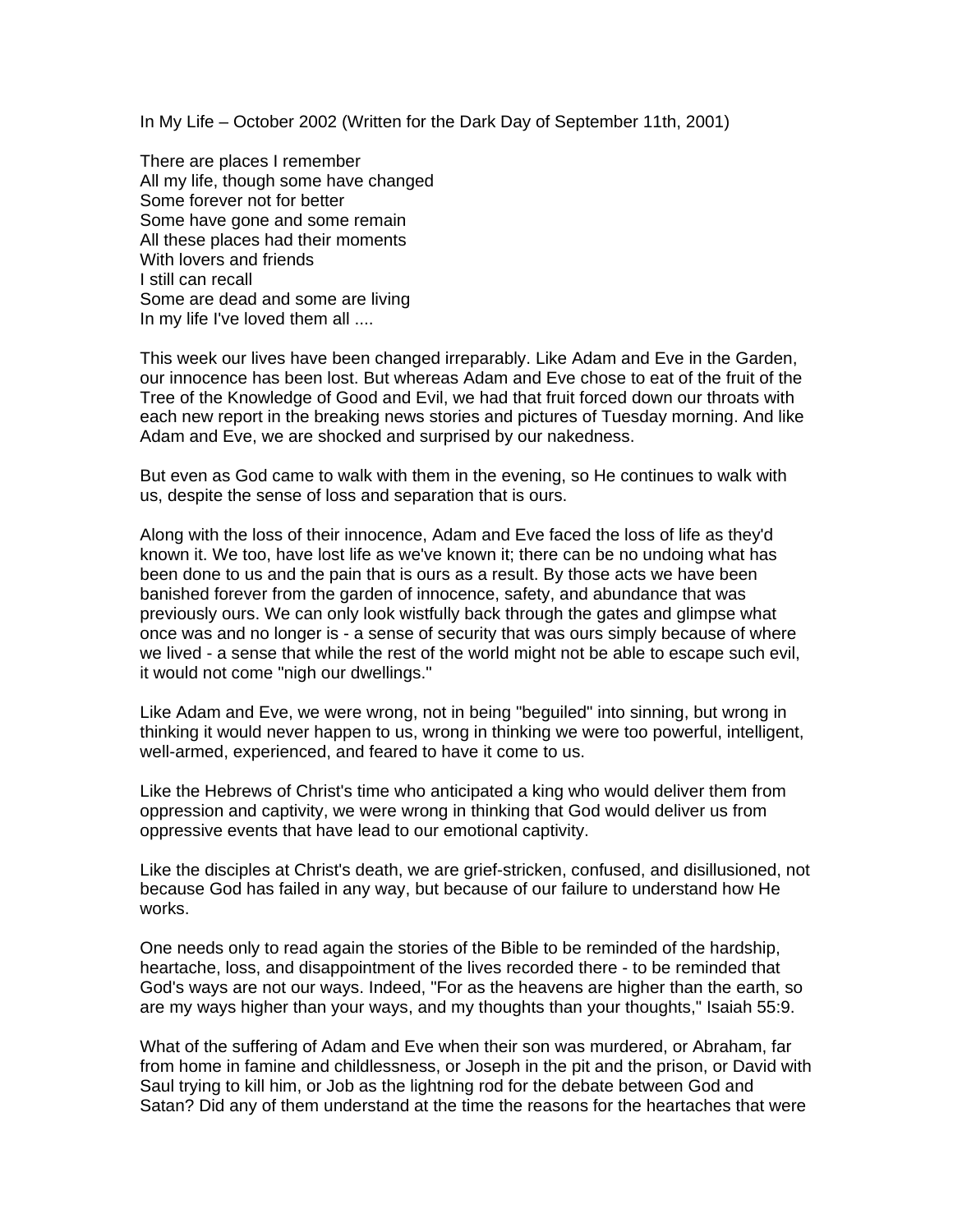In My Life – October 2002 (Written for the Dark Day of September 11th, 2001)

There are places I remember  
All my life, though some have changed  
Some forever not for better  
Some have gone and some remain  
All these places had their moments  
With lovers and friends  
I still can recall  
Some are dead and some are living  
In my life I've loved them all ....

This week our lives have been changed irreparably. Like Adam and Eve in the Garden, our innocence has been lost. But whereas Adam and Eve chose to eat of the fruit of the Tree of the Knowledge of Good and Evil, we had that fruit forced down our throats with each new report in the breaking news stories and pictures of Tuesday morning. And like Adam and Eve, we are shocked and surprised by our nakedness.

But even as God came to walk with them in the evening, so He continues to walk with us, despite the sense of loss and separation that is ours.

Along with the loss of their innocence, Adam and Eve faced the loss of life as they'd known it. We too, have lost life as we've known it; there can be no undoing what has been done to us and the pain that is ours as a result. By those acts we have been banished forever from the garden of innocence, safety, and abundance that was previously ours. We can only look wistfully back through the gates and glimpse what once was and no longer is - a sense of security that was ours simply because of where we lived - a sense that while the rest of the world might not be able to escape such evil, it would not come "nigh our dwellings."

Like Adam and Eve, we were wrong, not in being "beguiled" into sinning, but wrong in thinking it would never happen to us, wrong in thinking we were too powerful, intelligent, well-armed, experienced, and feared to have it come to us.

Like the Hebrews of Christ's time who anticipated a king who would deliver them from oppression and captivity, we were wrong in thinking that God would deliver us from oppressive events that have lead to our emotional captivity.

Like the disciples at Christ's death, we are grief-stricken, confused, and disillusioned, not because God has failed in any way, but because of our failure to understand how He works.

One needs only to read again the stories of the Bible to be reminded of the hardship, heartache, loss, and disappointment of the lives recorded there - to be reminded that God's ways are not our ways. Indeed, "For as the heavens are higher than the earth, so are my ways higher than your ways, and my thoughts than your thoughts," Isaiah 55:9.

What of the suffering of Adam and Eve when their son was murdered, or Abraham, far from home in famine and childlessness, or Joseph in the pit and the prison, or David with Saul trying to kill him, or Job as the lightning rod for the debate between God and Satan? Did any of them understand at the time the reasons for the heartaches that were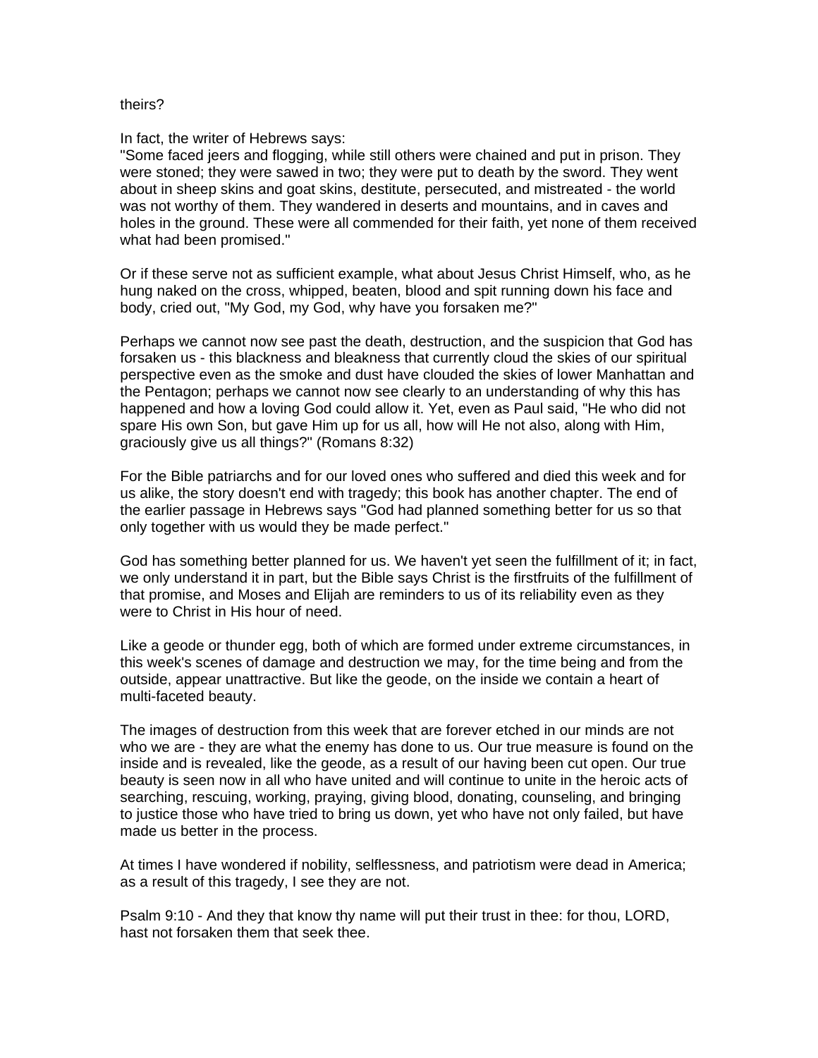theirs?

In fact, the writer of Hebrews says:
"Some faced jeers and flogging, while still others were chained and put in prison. They were stoned; they were sawed in two; they were put to death by the sword. They went about in sheep skins and goat skins, destitute, persecuted, and mistreated - the world was not worthy of them. They wandered in deserts and mountains, and in caves and holes in the ground. These were all commended for their faith, yet none of them received what had been promised."

Or if these serve not as sufficient example, what about Jesus Christ Himself, who, as he hung naked on the cross, whipped, beaten, blood and spit running down his face and body, cried out, "My God, my God, why have you forsaken me?"

Perhaps we cannot now see past the death, destruction, and the suspicion that God has forsaken us - this blackness and bleakness that currently cloud the skies of our spiritual perspective even as the smoke and dust have clouded the skies of lower Manhattan and the Pentagon; perhaps we cannot now see clearly to an understanding of why this has happened and how a loving God could allow it. Yet, even as Paul said, "He who did not spare His own Son, but gave Him up for us all, how will He not also, along with Him, graciously give us all things?" (Romans 8:32)

For the Bible patriarchs and for our loved ones who suffered and died this week and for us alike, the story doesn't end with tragedy; this book has another chapter. The end of the earlier passage in Hebrews says "God had planned something better for us so that only together with us would they be made perfect."

God has something better planned for us. We haven't yet seen the fulfillment of it; in fact, we only understand it in part, but the Bible says Christ is the firstfruits of the fulfillment of that promise, and Moses and Elijah are reminders to us of its reliability even as they were to Christ in His hour of need.

Like a geode or thunder egg, both of which are formed under extreme circumstances, in this week's scenes of damage and destruction we may, for the time being and from the outside, appear unattractive. But like the geode, on the inside we contain a heart of multi-faceted beauty.

The images of destruction from this week that are forever etched in our minds are not who we are - they are what the enemy has done to us. Our true measure is found on the inside and is revealed, like the geode, as a result of our having been cut open. Our true beauty is seen now in all who have united and will continue to unite in the heroic acts of searching, rescuing, working, praying, giving blood, donating, counseling, and bringing to justice those who have tried to bring us down, yet who have not only failed, but have made us better in the process.

At times I have wondered if nobility, selflessness, and patriotism were dead in America; as a result of this tragedy, I see they are not.

Psalm 9:10 - And they that know thy name will put their trust in thee: for thou, LORD, hast not forsaken them that seek thee.